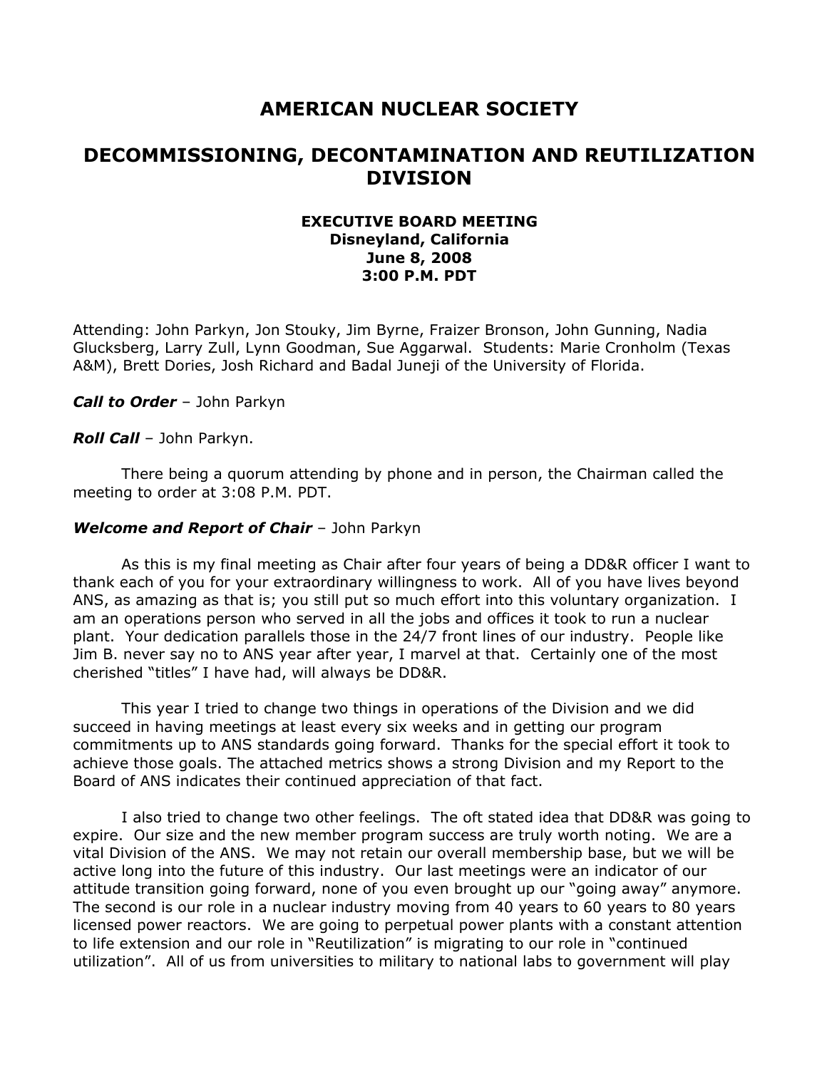# AMERICAN NUCLEAR SOCIETY

# DECOMMISSIONING, DECONTAMINATION AND REUTILIZATION DIVISION

**EXECUTIVE BOARD MEETING**
**Disneyland, California**
**June 8, 2008**
**3:00 P.M. PDT**

Attending: John Parkyn, Jon Stouky, Jim Byrne, Fraizer Bronson, John Gunning, Nadia Glucksberg, Larry Zull, Lynn Goodman, Sue Aggarwal. Students: Marie Cronholm (Texas A&M), Brett Dories, Josh Richard and Badal Juneji of the University of Florida.

***Call to Order*** – John Parkyn

***Roll Call*** – John Parkyn.

There being a quorum attending by phone and in person, the Chairman called the meeting to order at 3:08 P.M. PDT.

***Welcome and Report of Chair*** – John Parkyn

As this is my final meeting as Chair after four years of being a DD&R officer I want to thank each of you for your extraordinary willingness to work. All of you have lives beyond ANS, as amazing as that is; you still put so much effort into this voluntary organization. I am an operations person who served in all the jobs and offices it took to run a nuclear plant. Your dedication parallels those in the 24/7 front lines of our industry. People like Jim B. never say no to ANS year after year, I marvel at that. Certainly one of the most cherished "titles" I have had, will always be DD&R.

This year I tried to change two things in operations of the Division and we did succeed in having meetings at least every six weeks and in getting our program commitments up to ANS standards going forward. Thanks for the special effort it took to achieve those goals. The attached metrics shows a strong Division and my Report to the Board of ANS indicates their continued appreciation of that fact.

I also tried to change two other feelings. The oft stated idea that DD&R was going to expire. Our size and the new member program success are truly worth noting. We are a vital Division of the ANS. We may not retain our overall membership base, but we will be active long into the future of this industry. Our last meetings were an indicator of our attitude transition going forward, none of you even brought up our "going away" anymore. The second is our role in a nuclear industry moving from 40 years to 60 years to 80 years licensed power reactors. We are going to perpetual power plants with a constant attention to life extension and our role in "Reutilization" is migrating to our role in "continued utilization". All of us from universities to military to national labs to government will play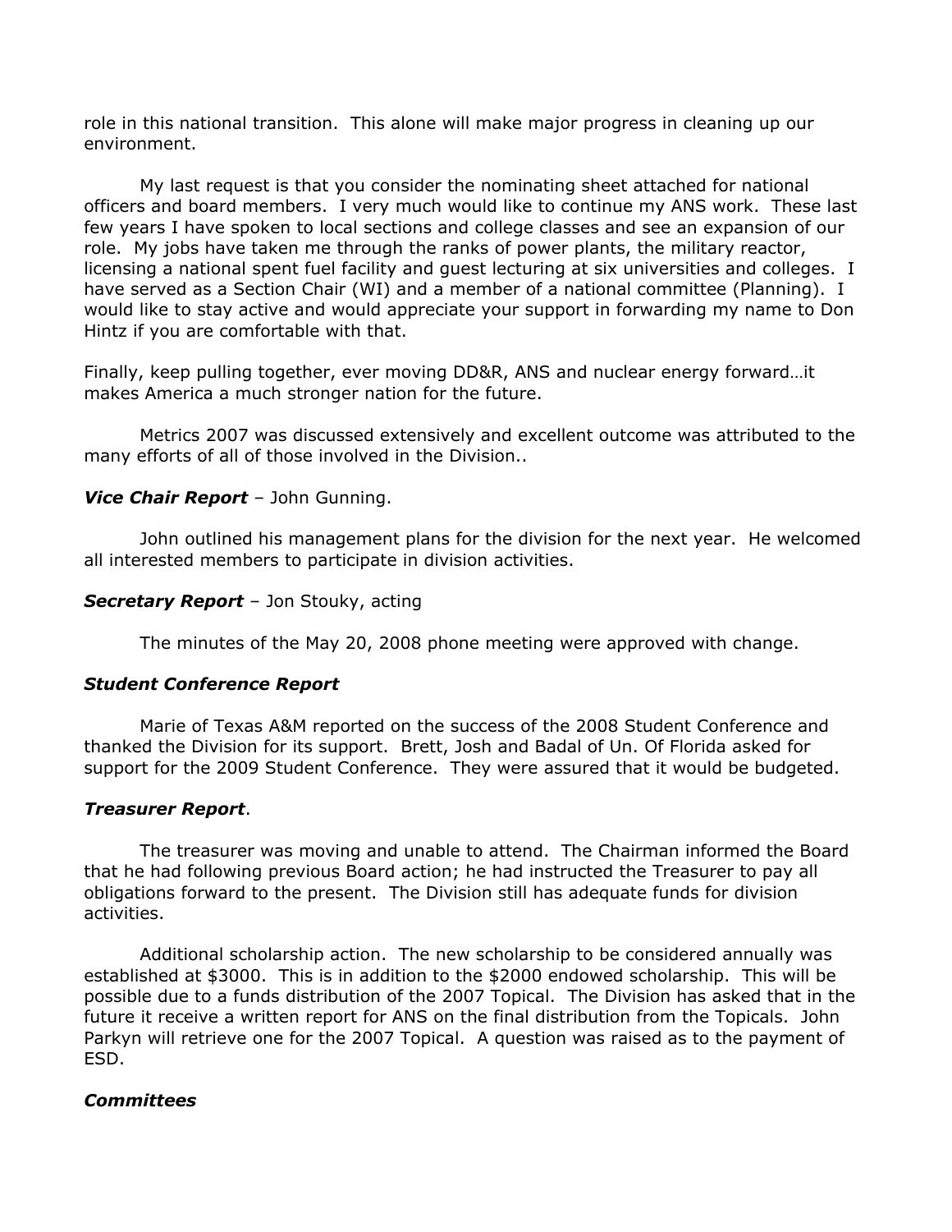role in this national transition. This alone will make major progress in cleaning up our environment.

My last request is that you consider the nominating sheet attached for national officers and board members. I very much would like to continue my ANS work. These last few years I have spoken to local sections and college classes and see an expansion of our role. My jobs have taken me through the ranks of power plants, the military reactor, licensing a national spent fuel facility and guest lecturing at six universities and colleges. I have served as a Section Chair (WI) and a member of a national committee (Planning). I would like to stay active and would appreciate your support in forwarding my name to Don Hintz if you are comfortable with that.

Finally, keep pulling together, ever moving DD&R, ANS and nuclear energy forward…it makes America a much stronger nation for the future.

Metrics 2007 was discussed extensively and excellent outcome was attributed to the many efforts of all of those involved in the Division..

***Vice Chair Report*** – John Gunning.

John outlined his management plans for the division for the next year. He welcomed all interested members to participate in division activities.

***Secretary Report*** – Jon Stouky, acting

The minutes of the May 20, 2008 phone meeting were approved with change.

***Student Conference Report***

Marie of Texas A&M reported on the success of the 2008 Student Conference and thanked the Division for its support. Brett, Josh and Badal of Un. Of Florida asked for support for the 2009 Student Conference. They were assured that it would be budgeted.

***Treasurer Report***.

The treasurer was moving and unable to attend. The Chairman informed the Board that he had following previous Board action; he had instructed the Treasurer to pay all obligations forward to the present. The Division still has adequate funds for division activities.

Additional scholarship action. The new scholarship to be considered annually was established at $3000. This is in addition to the $2000 endowed scholarship. This will be possible due to a funds distribution of the 2007 Topical. The Division has asked that in the future it receive a written report for ANS on the final distribution from the Topicals. John Parkyn will retrieve one for the 2007 Topical. A question was raised as to the payment of ESD.

***Committees***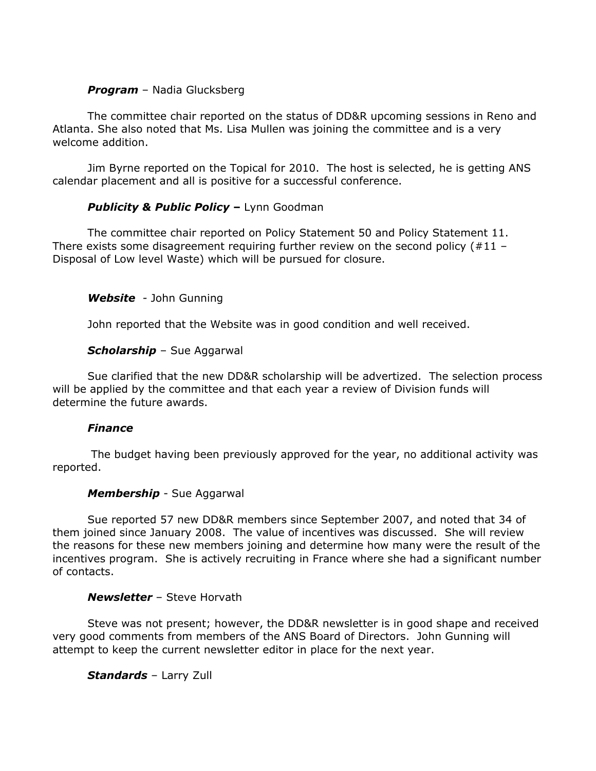***Program*** – Nadia Glucksberg

The committee chair reported on the status of DD&R upcoming sessions in Reno and Atlanta. She also noted that Ms. Lisa Mullen was joining the committee and is a very welcome addition.

Jim Byrne reported on the Topical for 2010. The host is selected, he is getting ANS calendar placement and all is positive for a successful conference.

***Publicity & Public Policy –*** Lynn Goodman

The committee chair reported on Policy Statement 50 and Policy Statement 11. There exists some disagreement requiring further review on the second policy (#11 – Disposal of Low level Waste) which will be pursued for closure.

***Website*** - John Gunning

John reported that the Website was in good condition and well received.

***Scholarship*** – Sue Aggarwal

Sue clarified that the new DD&R scholarship will be advertized. The selection process will be applied by the committee and that each year a review of Division funds will determine the future awards.

***Finance***

The budget having been previously approved for the year, no additional activity was reported.

***Membership*** - Sue Aggarwal

Sue reported 57 new DD&R members since September 2007, and noted that 34 of them joined since January 2008. The value of incentives was discussed. She will review the reasons for these new members joining and determine how many were the result of the incentives program. She is actively recruiting in France where she had a significant number of contacts.

***Newsletter*** – Steve Horvath

Steve was not present; however, the DD&R newsletter is in good shape and received very good comments from members of the ANS Board of Directors. John Gunning will attempt to keep the current newsletter editor in place for the next year.

***Standards*** – Larry Zull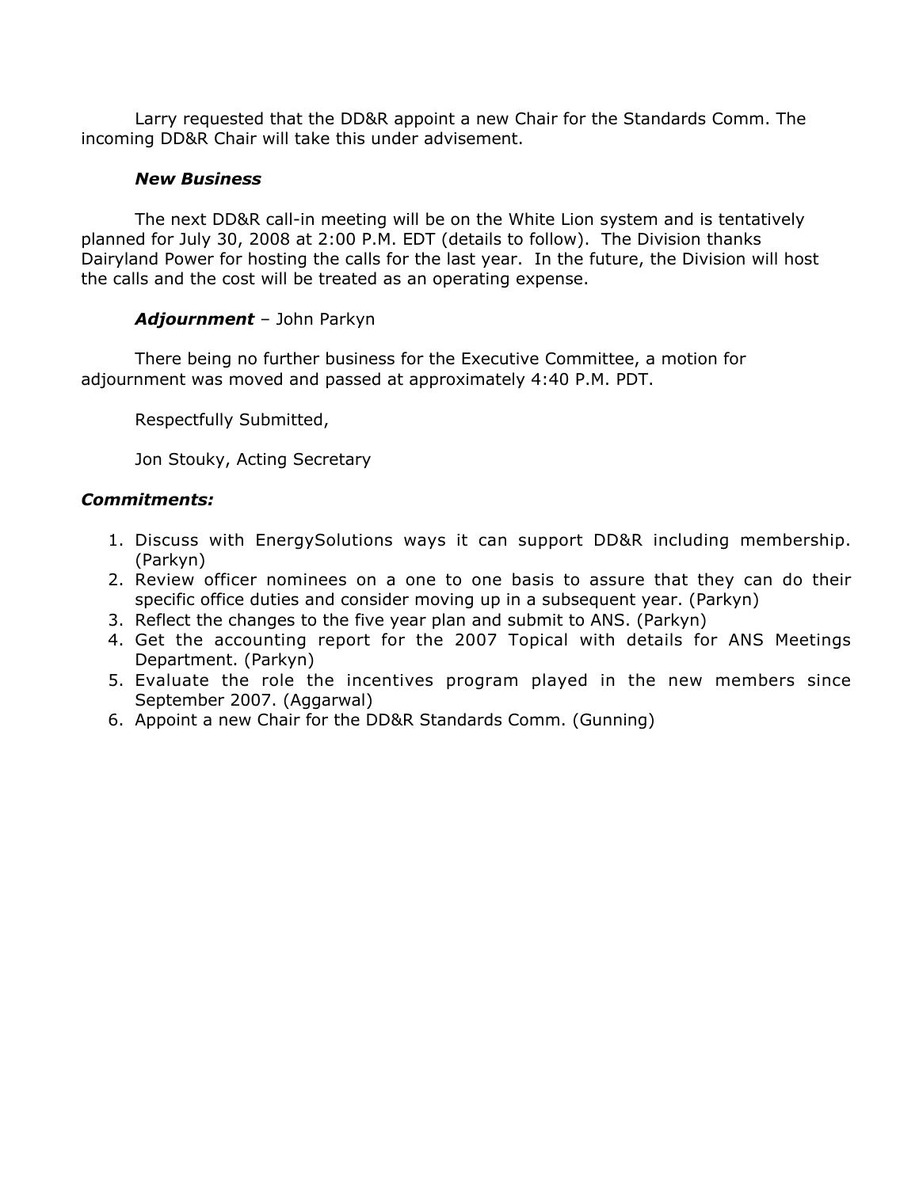Larry requested that the DD&R appoint a new Chair for the Standards Comm. The incoming DD&R Chair will take this under advisement.

***New Business***

The next DD&R call-in meeting will be on the White Lion system and is tentatively planned for July 30, 2008 at 2:00 P.M. EDT (details to follow). The Division thanks Dairyland Power for hosting the calls for the last year. In the future, the Division will host the calls and the cost will be treated as an operating expense.

***Adjournment*** – John Parkyn

There being no further business for the Executive Committee, a motion for adjournment was moved and passed at approximately 4:40 P.M. PDT.

Respectfully Submitted,

Jon Stouky, Acting Secretary

***Commitments:***

1. Discuss with EnergySolutions ways it can support DD&R including membership. (Parkyn)
2. Review officer nominees on a one to one basis to assure that they can do their specific office duties and consider moving up in a subsequent year. (Parkyn)
3. Reflect the changes to the five year plan and submit to ANS. (Parkyn)
4. Get the accounting report for the 2007 Topical with details for ANS Meetings Department. (Parkyn)
5. Evaluate the role the incentives program played in the new members since September 2007. (Aggarwal)
6. Appoint a new Chair for the DD&R Standards Comm. (Gunning)